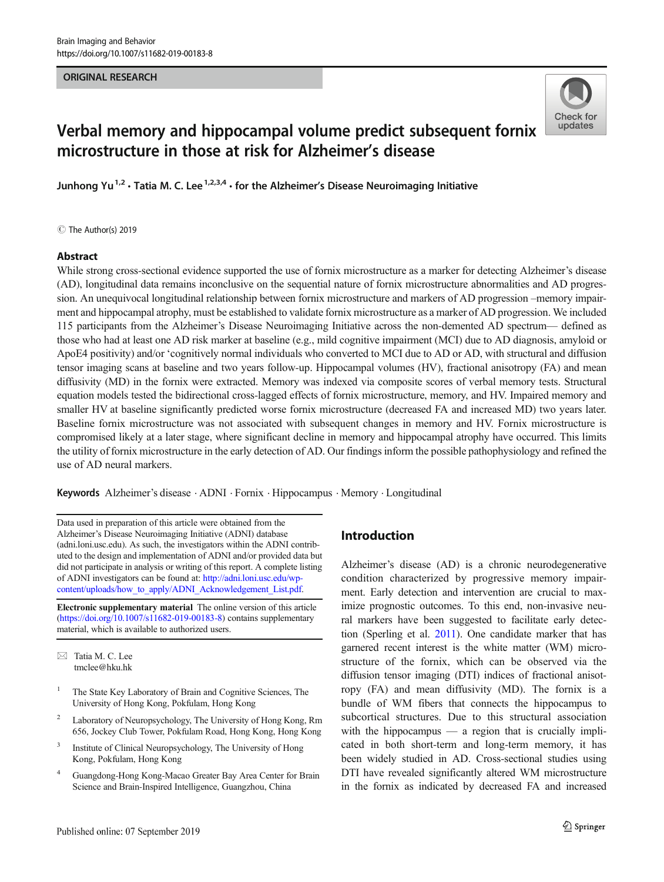ORIGINAL RESEARCH

# Verbal memory and hippocampal volume predict subsequent fornix microstructure in those at risk for Alzheimer's disease

**Junhong Yu [1,2] · Tatia M. C. Lee [1,2,3,4] · for the Alzheimer's Disease Neuroimaging Initiative**

© The Author(s) 2019

## Abstract

While strong cross-sectional evidence supported the use of fornix microstructure as a marker for detecting Alzheimer's disease (AD), longitudinal data remains inconclusive on the sequential nature of fornix microstructure abnormalities and AD progression. An unequivocal longitudinal relationship between fornix microstructure and markers of AD progression –memory impairment and hippocampal atrophy, must be established to validate fornix microstructure as a marker of AD progression. We included 115 participants from the Alzheimer's Disease Neuroimaging Initiative across the non-demented AD spectrum— defined as those who had at least one AD risk marker at baseline (e.g., mild cognitive impairment (MCI) due to AD diagnosis, amyloid or ApoE4 positivity) and/or 'cognitively normal individuals who converted to MCI due to AD or AD, with structural and diffusion tensor imaging scans at baseline and two years follow-up. Hippocampal volumes (HV), fractional anisotropy (FA) and mean diffusivity (MD) in the fornix were extracted. Memory was indexed via composite scores of verbal memory tests. Structural equation models tested the bidirectional cross-lagged effects of fornix microstructure, memory, and HV. Impaired memory and smaller HV at baseline significantly predicted worse fornix microstructure (decreased FA and increased MD) two years later. Baseline fornix microstructure was not associated with subsequent changes in memory and HV. Fornix microstructure is compromised likely at a later stage, where significant decline in memory and hippocampal atrophy have occurred. This limits the utility of fornix microstructure in the early detection of AD. Our findings inform the possible pathophysiology and refined the use of AD neural markers.

**Keywords** Alzheimer's disease · ADNI · Fornix · Hippocampus · Memory · Longitudinal

Data used in preparation of this article were obtained from the Alzheimer's Disease Neuroimaging Initiative (ADNI) database (adni.loni.usc.edu). As such, the investigators within the ADNI contributed to the design and implementation of ADNI and/or provided data but did not participate in analysis or writing of this report. A complete listing of ADNI investigators can be found at: http://adni.loni.usc.edu/wp-content/uploads/how_to_apply/ADNI_Acknowledgement_List.pdf.

**Electronic supplementary material** The online version of this article (https://doi.org/10.1007/s11682-019-00183-8) contains supplementary material, which is available to authorized users.

✉ Tatia M. C. Lee
tmclee@hku.hk

[1] The State Key Laboratory of Brain and Cognitive Sciences, The University of Hong Kong, Pokfulam, Hong Kong

[2] Laboratory of Neuropsychology, The University of Hong Kong, Rm 656, Jockey Club Tower, Pokfulam Road, Hong Kong, Hong Kong

[3] Institute of Clinical Neuropsychology, The University of Hong Kong, Pokfulam, Hong Kong

[4] Guangdong-Hong Kong-Macao Greater Bay Area Center for Brain Science and Brain-Inspired Intelligence, Guangzhou, China

## Introduction

Alzheimer's disease (AD) is a chronic neurodegenerative condition characterized by progressive memory impairment. Early detection and intervention are crucial to maximize prognostic outcomes. To this end, non-invasive neural markers have been suggested to facilitate early detection (Sperling et al. 2011). One candidate marker that has garnered recent interest is the white matter (WM) microstructure of the fornix, which can be observed via the diffusion tensor imaging (DTI) indices of fractional anisotropy (FA) and mean diffusivity (MD). The fornix is a bundle of WM fibers that connects the hippocampus to subcortical structures. Due to this structural association with the hippocampus — a region that is crucially implicated in both short-term and long-term memory, it has been widely studied in AD. Cross-sectional studies using DTI have revealed significantly altered WM microstructure in the fornix as indicated by decreased FA and increased

Published online: 07 September 2019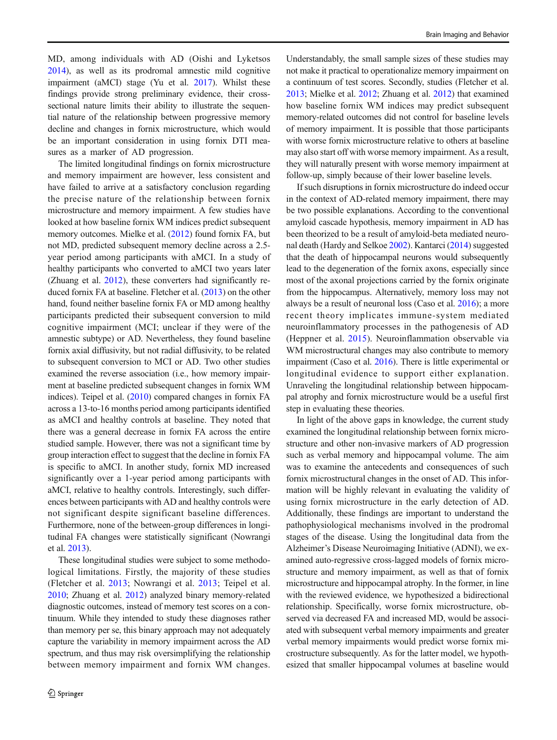MD, among individuals with AD (Oishi and Lyketsos 2014), as well as its prodromal amnestic mild cognitive impairment (aMCI) stage (Yu et al. 2017). Whilst these findings provide strong preliminary evidence, their cross-sectional nature limits their ability to illustrate the sequential nature of the relationship between progressive memory decline and changes in fornix microstructure, which would be an important consideration in using fornix DTI measures as a marker of AD progression.

The limited longitudinal findings on fornix microstructure and memory impairment are however, less consistent and have failed to arrive at a satisfactory conclusion regarding the precise nature of the relationship between fornix microstructure and memory impairment. A few studies have looked at how baseline fornix WM indices predict subsequent memory outcomes. Mielke et al. (2012) found fornix FA, but not MD, predicted subsequent memory decline across a 2.5-year period among participants with aMCI. In a study of healthy participants who converted to aMCI two years later (Zhuang et al. 2012), these converters had significantly reduced fornix FA at baseline. Fletcher et al. (2013) on the other hand, found neither baseline fornix FA or MD among healthy participants predicted their subsequent conversion to mild cognitive impairment (MCI; unclear if they were of the amnestic subtype) or AD. Nevertheless, they found baseline fornix axial diffusivity, but not radial diffusivity, to be related to subsequent conversion to MCI or AD. Two other studies examined the reverse association (i.e., how memory impairment at baseline predicted subsequent changes in fornix WM indices). Teipel et al. (2010) compared changes in fornix FA across a 13-to-16 months period among participants identified as aMCI and healthy controls at baseline. They noted that there was a general decrease in fornix FA across the entire studied sample. However, there was not a significant time by group interaction effect to suggest that the decline in fornix FA is specific to aMCI. In another study, fornix MD increased significantly over a 1-year period among participants with aMCI, relative to healthy controls. Interestingly, such differences between participants with AD and healthy controls were not significant despite significant baseline differences. Furthermore, none of the between-group differences in longitudinal FA changes were statistically significant (Nowrangi et al. 2013).

These longitudinal studies were subject to some methodological limitations. Firstly, the majority of these studies (Fletcher et al. 2013; Nowrangi et al. 2013; Teipel et al. 2010; Zhuang et al. 2012) analyzed binary memory-related diagnostic outcomes, instead of memory test scores on a continuum. While they intended to study these diagnoses rather than memory per se, this binary approach may not adequately capture the variability in memory impairment across the AD spectrum, and thus may risk oversimplifying the relationship between memory impairment and fornix WM changes. Understandably, the small sample sizes of these studies may not make it practical to operationalize memory impairment on a continuum of test scores. Secondly, studies (Fletcher et al. 2013; Mielke et al. 2012; Zhuang et al. 2012) that examined how baseline fornix WM indices may predict subsequent memory-related outcomes did not control for baseline levels of memory impairment. It is possible that those participants with worse fornix microstructure relative to others at baseline may also start off with worse memory impairment. As a result, they will naturally present with worse memory impairment at follow-up, simply because of their lower baseline levels.

If such disruptions in fornix microstructure do indeed occur in the context of AD-related memory impairment, there may be two possible explanations. According to the conventional amyloid cascade hypothesis, memory impairment in AD has been theorized to be a result of amyloid-beta mediated neuronal death (Hardy and Selkoe 2002). Kantarci (2014) suggested that the death of hippocampal neurons would subsequently lead to the degeneration of the fornix axons, especially since most of the axonal projections carried by the fornix originate from the hippocampus. Alternatively, memory loss may not always be a result of neuronal loss (Caso et al. 2016); a more recent theory implicates immune-system mediated neuroinflammatory processes in the pathogenesis of AD (Heppner et al. 2015). Neuroinflammation observable via WM microstructural changes may also contribute to memory impairment (Caso et al. 2016). There is little experimental or longitudinal evidence to support either explanation. Unraveling the longitudinal relationship between hippocampal atrophy and fornix microstructure would be a useful first step in evaluating these theories.

In light of the above gaps in knowledge, the current study examined the longitudinal relationship between fornix microstructure and other non-invasive markers of AD progression such as verbal memory and hippocampal volume. The aim was to examine the antecedents and consequences of such fornix microstructural changes in the onset of AD. This information will be highly relevant in evaluating the validity of using fornix microstructure in the early detection of AD. Additionally, these findings are important to understand the pathophysiological mechanisms involved in the prodromal stages of the disease. Using the longitudinal data from the Alzheimer's Disease Neuroimaging Initiative (ADNI), we examined auto-regressive cross-lagged models of fornix microstructure and memory impairment, as well as that of fornix microstructure and hippocampal atrophy. In the former, in line with the reviewed evidence, we hypothesized a bidirectional relationship. Specifically, worse fornix microstructure, observed via decreased FA and increased MD, would be associated with subsequent verbal memory impairments and greater verbal memory impairments would predict worse fornix microstructure subsequently. As for the latter model, we hypothesized that smaller hippocampal volumes at baseline would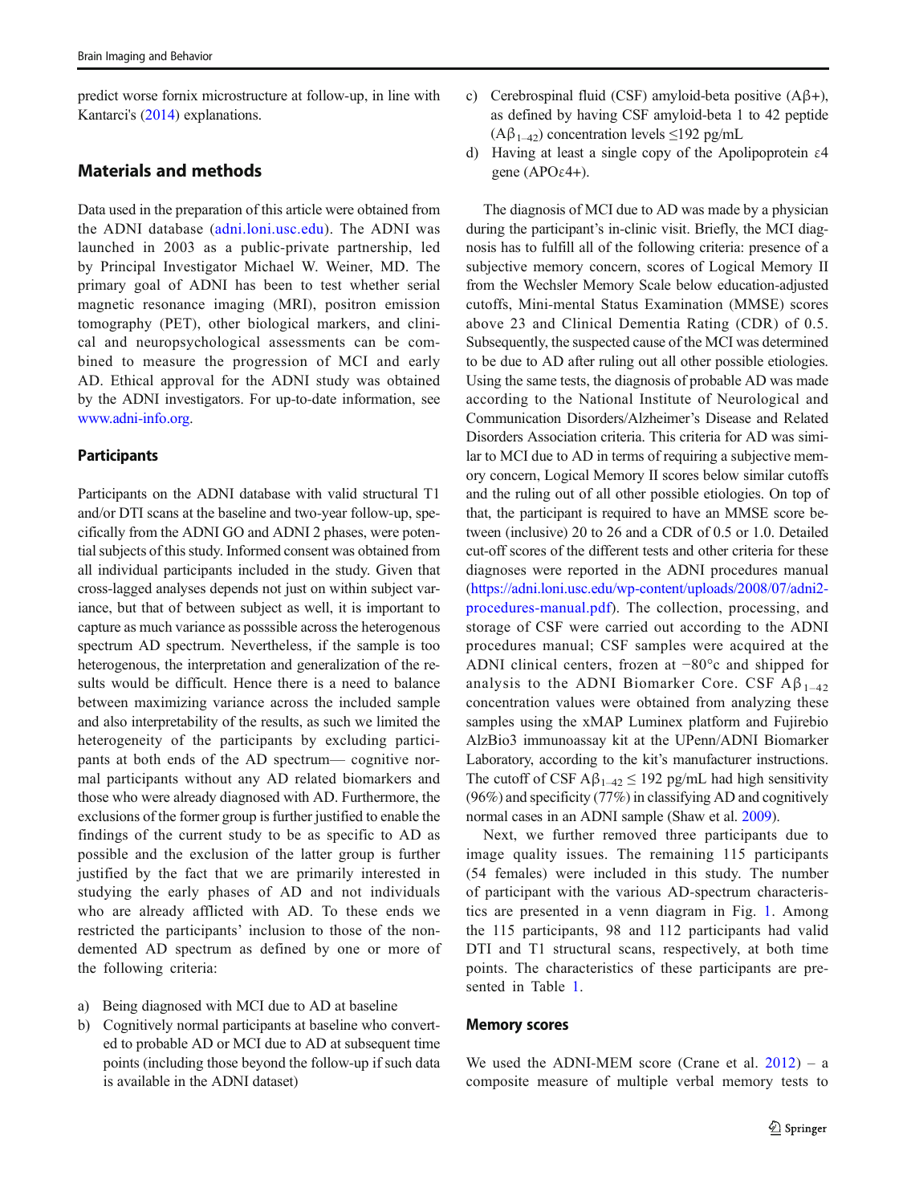predict worse fornix microstructure at follow-up, in line with Kantarci's (2014) explanations.

## Materials and methods

Data used in the preparation of this article were obtained from the ADNI database (adni.loni.usc.edu). The ADNI was launched in 2003 as a public-private partnership, led by Principal Investigator Michael W. Weiner, MD. The primary goal of ADNI has been to test whether serial magnetic resonance imaging (MRI), positron emission tomography (PET), other biological markers, and clinical and neuropsychological assessments can be combined to measure the progression of MCI and early AD. Ethical approval for the ADNI study was obtained by the ADNI investigators. For up-to-date information, see www.adni-info.org.

### Participants

Participants on the ADNI database with valid structural T1 and/or DTI scans at the baseline and two-year follow-up, specifically from the ADNI GO and ADNI 2 phases, were potential subjects of this study. Informed consent was obtained from all individual participants included in the study. Given that cross-lagged analyses depends not just on within subject variance, but that of between subject as well, it is important to capture as much variance as posssible across the heterogenous spectrum AD spectrum. Nevertheless, if the sample is too heterogenous, the interpretation and generalization of the results would be difficult. Hence there is a need to balance between maximizing variance across the included sample and also interpretability of the results, as such we limited the heterogeneity of the participants by excluding participants at both ends of the AD spectrum— cognitive normal participants without any AD related biomarkers and those who were already diagnosed with AD. Furthermore, the exclusions of the former group is further justified to enable the findings of the current study to be as specific to AD as possible and the exclusion of the latter group is further justified by the fact that we are primarily interested in studying the early phases of AD and not individuals who are already afflicted with AD. To these ends we restricted the participants' inclusion to those of the non-demented AD spectrum as defined by one or more of the following criteria:

a) Being diagnosed with MCI due to AD at baseline
b) Cognitively normal participants at baseline who converted to probable AD or MCI due to AD at subsequent time points (including those beyond the follow-up if such data is available in the ADNI dataset)
c) Cerebrospinal fluid (CSF) amyloid-beta positive (Aβ+), as defined by having CSF amyloid-beta 1 to 42 peptide ($A\beta_{1-42}$) concentration levels ≤192 pg/mL
d) Having at least a single copy of the Apolipoprotein ε4 gene (APOε4+).

The diagnosis of MCI due to AD was made by a physician during the participant's in-clinic visit. Briefly, the MCI diagnosis has to fulfill all of the following criteria: presence of a subjective memory concern, scores of Logical Memory II from the Wechsler Memory Scale below education-adjusted cutoffs, Mini-mental Status Examination (MMSE) scores above 23 and Clinical Dementia Rating (CDR) of 0.5. Subsequently, the suspected cause of the MCI was determined to be due to AD after ruling out all other possible etiologies. Using the same tests, the diagnosis of probable AD was made according to the National Institute of Neurological and Communication Disorders/Alzheimer's Disease and Related Disorders Association criteria. This criteria for AD was similar to MCI due to AD in terms of requiring a subjective memory concern, Logical Memory II scores below similar cutoffs and the ruling out of all other possible etiologies. On top of that, the participant is required to have an MMSE score between (inclusive) 20 to 26 and a CDR of 0.5 or 1.0. Detailed cut-off scores of the different tests and other criteria for these diagnoses were reported in the ADNI procedures manual (https://adni.loni.usc.edu/wp-content/uploads/2008/07/adni2-procedures-manual.pdf). The collection, processing, and storage of CSF were carried out according to the ADNI procedures manual; CSF samples were acquired at the ADNI clinical centers, frozen at −80°c and shipped for analysis to the ADNI Biomarker Core. CSF $A\beta_{1-42}$ concentration values were obtained from analyzing these samples using the xMAP Luminex platform and Fujirebio AlzBio3 immunoassay kit at the UPenn/ADNI Biomarker Laboratory, according to the kit's manufacturer instructions. The cutoff of CSF $A\beta_{1-42} \leq 192$ pg/mL had high sensitivity (96%) and specificity (77%) in classifying AD and cognitively normal cases in an ADNI sample (Shaw et al. 2009).

Next, we further removed three participants due to image quality issues. The remaining 115 participants (54 females) were included in this study. The number of participant with the various AD-spectrum characteristics are presented in a venn diagram in Fig. 1. Among the 115 participants, 98 and 112 participants had valid DTI and T1 structural scans, respectively, at both time points. The characteristics of these participants are presented in Table 1.

### Memory scores

We used the ADNI-MEM score (Crane et al. 2012) – a composite measure of multiple verbal memory tests to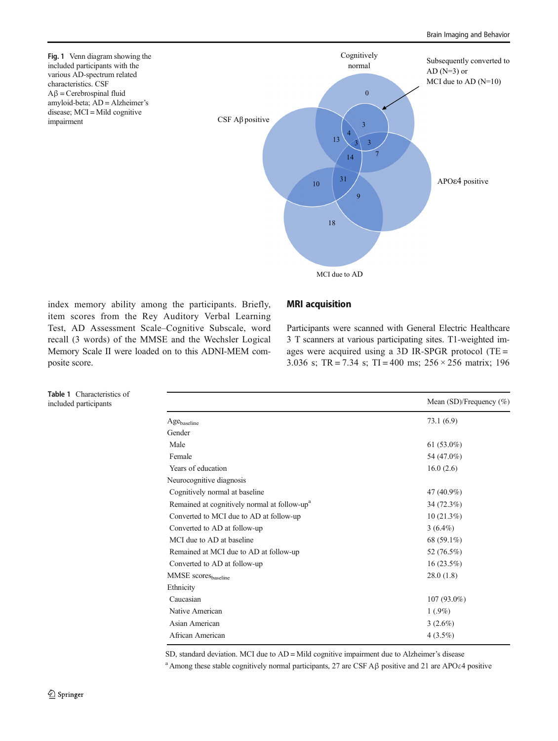Fig. 1 Venn diagram showing the included participants with the various AD-spectrum related characteristics. CSF Aβ = Cerebrospinal fluid amyloid-beta; AD = Alzheimer's disease; MCI = Mild cognitive impairment

index memory ability among the participants. Briefly, item scores from the Rey Auditory Verbal Learning Test, AD Assessment Scale–Cognitive Subscale, word recall (3 words) of the MMSE and the Wechsler Logical Memory Scale II were loaded on to this ADNI-MEM composite score.

## MRI acquisition

Participants were scanned with General Electric Healthcare 3 T scanners at various participating sites. T1-weighted images were acquired using a 3D IR-SPGR protocol (TE = 3.036 s; TR = 7.34 s; TI = 400 ms; 256 × 256 matrix; 196

Table 1 Characteristics of included participants

| | Mean (SD)/Frequency (%) |
|---|---|
| $Age_{baseline}$ | 73.1 (6.9) |
| Gender | |
| Male | 61 (53.0%) |
| Female | 54 (47.0%) |
| Years of education | 16.0 (2.6) |
| Neurocognitive diagnosis | |
| Cognitively normal at baseline | 47 (40.9%) |
| Remained at cognitively normal at follow-up[a] | 34 (72.3%) |
| Converted to MCI due to AD at follow-up | 10 (21.3%) |
| Converted to AD at follow-up | 3 (6.4%) |
| MCI due to AD at baseline | 68 (59.1%) |
| Remained at MCI due to AD at follow-up | 52 (76.5%) |
| Converted to AD at follow-up | 16 (23.5%) |
| MMSE $scores_{baseline}$ | 28.0 (1.8) |
| Ethnicity | |
| Caucasian | 107 (93.0%) |
| Native American | 1 (.9%) |
| Asian American | 3 (2.6%) |
| African American | 4 (3.5%) |

SD, standard deviation. MCI due to AD = Mild cognitive impairment due to Alzheimer's disease

[a] Among these stable cognitively normal participants, 27 are CSF Aβ positive and 21 are APOε4 positive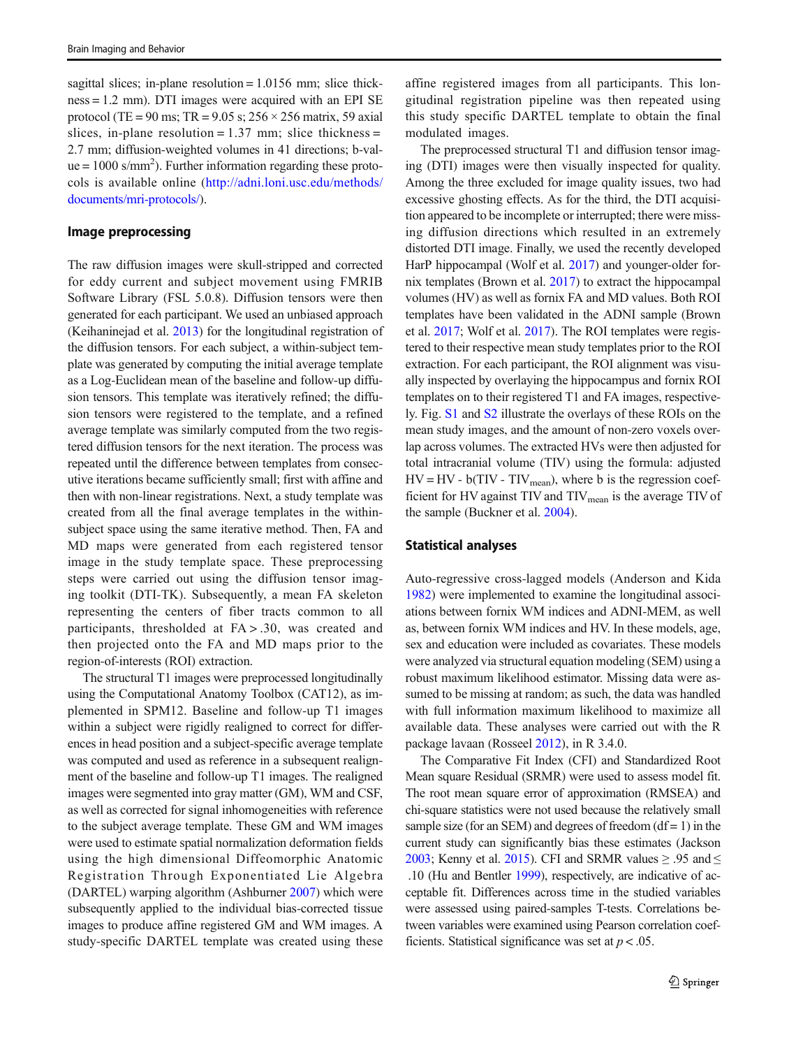sagittal slices; in-plane resolution = 1.0156 mm; slice thickness = 1.2 mm). DTI images were acquired with an EPI SE protocol (TE = 90 ms; TR = 9.05 s; 256 × 256 matrix, 59 axial slices, in-plane resolution = 1.37 mm; slice thickness = 2.7 mm; diffusion-weighted volumes in 41 directions; b-value = 1000 s/mm$^2$). Further information regarding these protocols is available online (http://adni.loni.usc.edu/methods/documents/mri-protocols/).

### Image preprocessing

The raw diffusion images were skull-stripped and corrected for eddy current and subject movement using FMRIB Software Library (FSL 5.0.8). Diffusion tensors were then generated for each participant. We used an unbiased approach (Keihaninejad et al. 2013) for the longitudinal registration of the diffusion tensors. For each subject, a within-subject template was generated by computing the initial average template as a Log-Euclidean mean of the baseline and follow-up diffusion tensors. This template was iteratively refined; the diffusion tensors were registered to the template, and a refined average template was similarly computed from the two registered diffusion tensors for the next iteration. The process was repeated until the difference between templates from consecutive iterations became sufficiently small; first with affine and then with non-linear registrations. Next, a study template was created from all the final average templates in the within-subject space using the same iterative method. Then, FA and MD maps were generated from each registered tensor image in the study template space. These preprocessing steps were carried out using the diffusion tensor imaging toolkit (DTI-TK). Subsequently, a mean FA skeleton representing the center of fiber tracts common to all participants, thresholded at FA > .30, was created and then projected onto the FA and MD maps prior to the region-of-interests (ROI) extraction.

The structural T1 images were preprocessed longitudinally using the Computational Anatomy Toolbox (CAT12), as implemented in SPM12. Baseline and follow-up T1 images within a subject were rigidly realigned to correct for differences in head position and a subject-specific average template was computed and used as reference in a subsequent realignment of the baseline and follow-up T1 images. The realigned images were segmented into gray matter (GM), WM and CSF, as well as corrected for signal inhomogeneities with reference to the subject average template. These GM and WM images were used to estimate spatial normalization deformation fields using the high dimensional Diffeomorphic Anatomic Registration Through Exponentiated Lie Algebra (DARTEL) warping algorithm (Ashburner 2007) which were subsequently applied to the individual bias-corrected tissue images to produce affine registered GM and WM images. A study-specific DARTEL template was created using these affine registered images from all participants. This longitudinal registration pipeline was then repeated using this study specific DARTEL template to obtain the final modulated images.

The preprocessed structural T1 and diffusion tensor imaging (DTI) images were then visually inspected for quality. Among the three excluded for image quality issues, two had excessive ghosting effects. As for the third, the DTI acquisition appeared to be incomplete or interrupted; there were missing diffusion directions which resulted in an extremely distorted DTI image. Finally, we used the recently developed HarP hippocampal (Wolf et al. 2017) and younger-older fornix templates (Brown et al. 2017) to extract the hippocampal volumes (HV) as well as fornix FA and MD values. Both ROI templates have been validated in the ADNI sample (Brown et al. 2017; Wolf et al. 2017). The ROI templates were registered to their respective mean study templates prior to the ROI extraction. For each participant, the ROI alignment was visually inspected by overlaying the hippocampus and fornix ROI templates on to their registered T1 and FA images, respectively. Fig. S1 and S2 illustrate the overlays of these ROIs on the mean study images, and the amount of non-zero voxels overlap across volumes. The extracted HVs were then adjusted for total intracranial volume (TIV) using the formula: adjusted $HV = HV - b(TIV - TIV_{mean})$, where b is the regression coefficient for HV against TIV and $TIV_{mean}$ is the average TIV of the sample (Buckner et al. 2004).

### Statistical analyses

Auto-regressive cross-lagged models (Anderson and Kida 1982) were implemented to examine the longitudinal associations between fornix WM indices and ADNI-MEM, as well as, between fornix WM indices and HV. In these models, age, sex and education were included as covariates. These models were analyzed via structural equation modeling (SEM) using a robust maximum likelihood estimator. Missing data were assumed to be missing at random; as such, the data was handled with full information maximum likelihood to maximize all available data. These analyses were carried out with the R package lavaan (Rosseel 2012), in R 3.4.0.

The Comparative Fit Index (CFI) and Standardized Root Mean square Residual (SRMR) were used to assess model fit. The root mean square error of approximation (RMSEA) and chi-square statistics were not used because the relatively small sample size (for an SEM) and degrees of freedom (df = 1) in the current study can significantly bias these estimates (Jackson 2003; Kenny et al. 2015). CFI and SRMR values ≥ .95 and ≤ .10 (Hu and Bentler 1999), respectively, are indicative of acceptable fit. Differences across time in the studied variables were assessed using paired-samples T-tests. Correlations between variables were examined using Pearson correlation coefficients. Statistical significance was set at $p < .05$.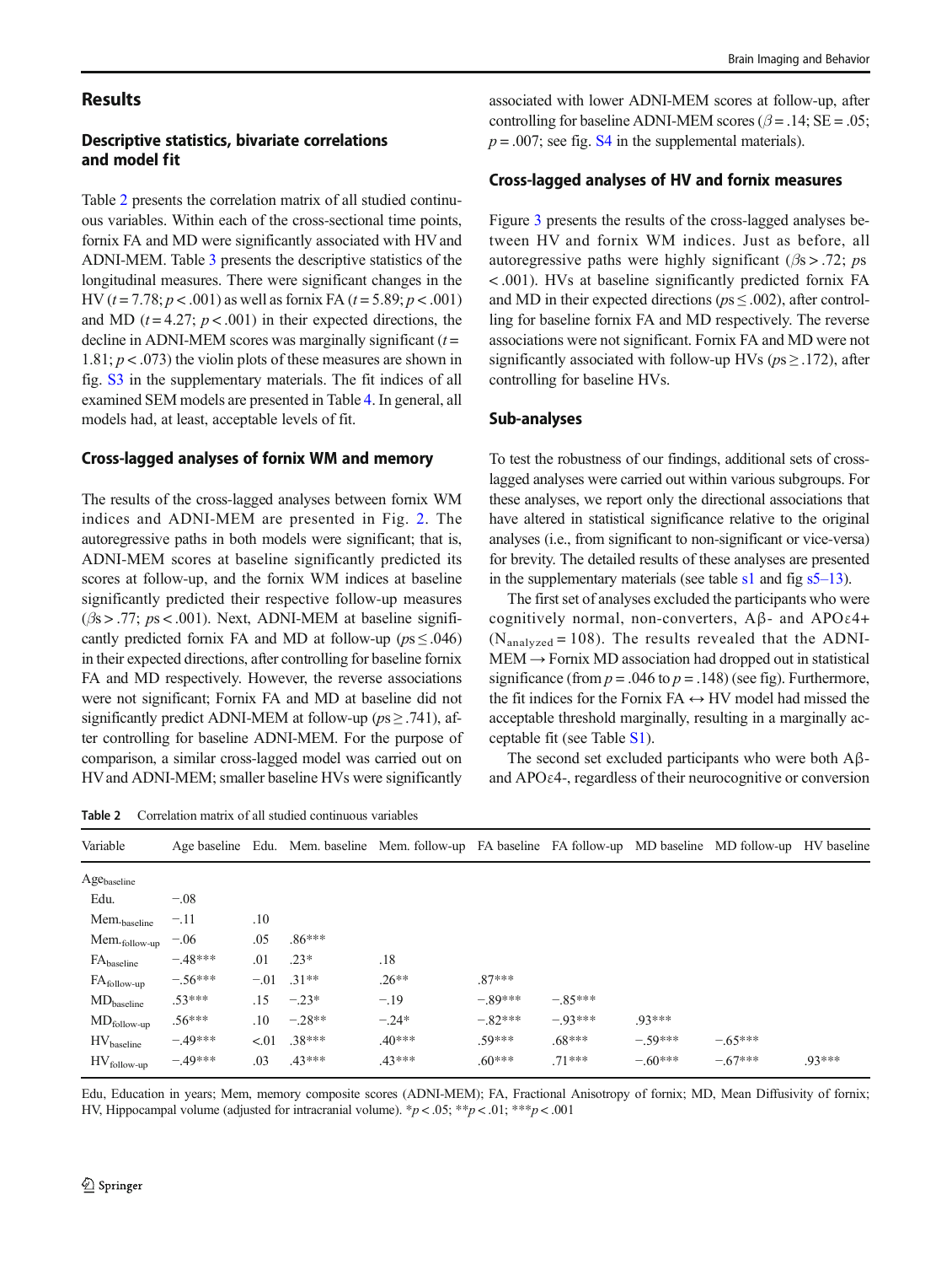## Results

### Descriptive statistics, bivariate correlations and model fit

Table 2 presents the correlation matrix of all studied continuous variables. Within each of the cross-sectional time points, fornix FA and MD were significantly associated with HV and ADNI-MEM. Table 3 presents the descriptive statistics of the longitudinal measures. There were significant changes in the HV ($t = 7.78$; $p < .001$) as well as fornix FA ($t = 5.89$; $p < .001$) and MD ($t = 4.27$; $p < .001$) in their expected directions, the decline in ADNI-MEM scores was marginally significant ($t = 1.81$; $p < .073$) the violin plots of these measures are shown in fig. S3 in the supplementary materials. The fit indices of all examined SEM models are presented in Table 4. In general, all models had, at least, acceptable levels of fit.

### Cross-lagged analyses of fornix WM and memory

The results of the cross-lagged analyses between fornix WM indices and ADNI-MEM are presented in Fig. 2. The autoregressive paths in both models were significant; that is, ADNI-MEM scores at baseline significantly predicted its scores at follow-up, and the fornix WM indices at baseline significantly predicted their respective follow-up measures ($\beta s > .77$; $ps < .001$). Next, ADNI-MEM at baseline significantly predicted fornix FA and MD at follow-up ($ps \leq .046$) in their expected directions, after controlling for baseline fornix FA and MD respectively. However, the reverse associations were not significant; Fornix FA and MD at baseline did not significantly predict ADNI-MEM at follow-up ($ps \geq .741$), after controlling for baseline ADNI-MEM. For the purpose of comparison, a similar cross-lagged model was carried out on HV and ADNI-MEM; smaller baseline HVs were significantly associated with lower ADNI-MEM scores at follow-up, after controlling for baseline ADNI-MEM scores ($\beta = .14$; SE = .05; $p = .007$; see fig. S4 in the supplemental materials).

### Cross-lagged analyses of HV and fornix measures

Figure 3 presents the results of the cross-lagged analyses between HV and fornix WM indices. Just as before, all autoregressive paths were highly significant ($\beta s > .72$; $ps < .001$). HVs at baseline significantly predicted fornix FA and MD in their expected directions ($ps \leq .002$), after controlling for baseline fornix FA and MD respectively. The reverse associations were not significant. Fornix FA and MD were not significantly associated with follow-up HVs ($ps \geq .172$), after controlling for baseline HVs.

### Sub-analyses

To test the robustness of our findings, additional sets of cross-lagged analyses were carried out within various subgroups. For these analyses, we report only the directional associations that have altered in statistical significance relative to the original analyses (i.e., from significant to non-significant or vice-versa) for brevity. The detailed results of these analyses are presented in the supplementary materials (see table s1 and fig s5–13).

The first set of analyses excluded the participants who were cognitively normal, non-converters, Aβ- and APOε4+ ($N_{analyzed} = 108$). The results revealed that the ADNI-MEM → Fornix MD association had dropped out in statistical significance (from $p = .046$ to $p = .148$) (see fig). Furthermore, the fit indices for the Fornix FA ↔ HV model had missed the acceptable threshold marginally, resulting in a marginally acceptable fit (see Table S1).

The second set excluded participants who were both Aβ- and APOε4-, regardless of their neurocognitive or conversion

Table 2 Correlation matrix of all studied continuous variables

| Variable | Age baseline | Edu. | Mem. baseline | Mem. follow-up | FA baseline | FA follow-up | MD baseline | MD follow-up | HV baseline |
|---|---|---|---|---|---|---|---|---|---|
| $Age_{baseline}$ | | | | | | | | | |
| Edu. | −.08 | | | | | | | | |
| $Mem._{baseline}$ | −.11 | .10 | | | | | | | |
| $Mem._{follow\text{-}up}$ | −.06 | .05 | .86*** | | | | | | |
| $FA_{baseline}$ | −.48*** | .01 | .23* | .18 | | | | | |
| $FA_{follow\text{-}up}$ | −.56*** | −.01 | .31** | .26** | .87*** | | | | |
| $MD_{baseline}$ | .53*** | .15 | −.23* | −.19 | −.89*** | −.85*** | | | |
| $MD_{follow\text{-}up}$ | .56*** | .10 | −.28** | −.24* | −.82*** | −.93*** | .93*** | | |
| $HV_{baseline}$ | −.49*** | <.01 | .38*** | .40*** | .59*** | .68*** | −.59*** | −.65*** | |
| $HV_{follow\text{-}up}$ | −.49*** | .03 | .43*** | .43*** | .60*** | .71*** | −.60*** | −.67*** | .93*** |

Edu, Education in years; Mem, memory composite scores (ADNI-MEM); FA, Fractional Anisotropy of fornix; MD, Mean Diffusivity of fornix; HV, Hippocampal volume (adjusted for intracranial volume). *$p < .05$; **$p < .01$; ***$p < .001$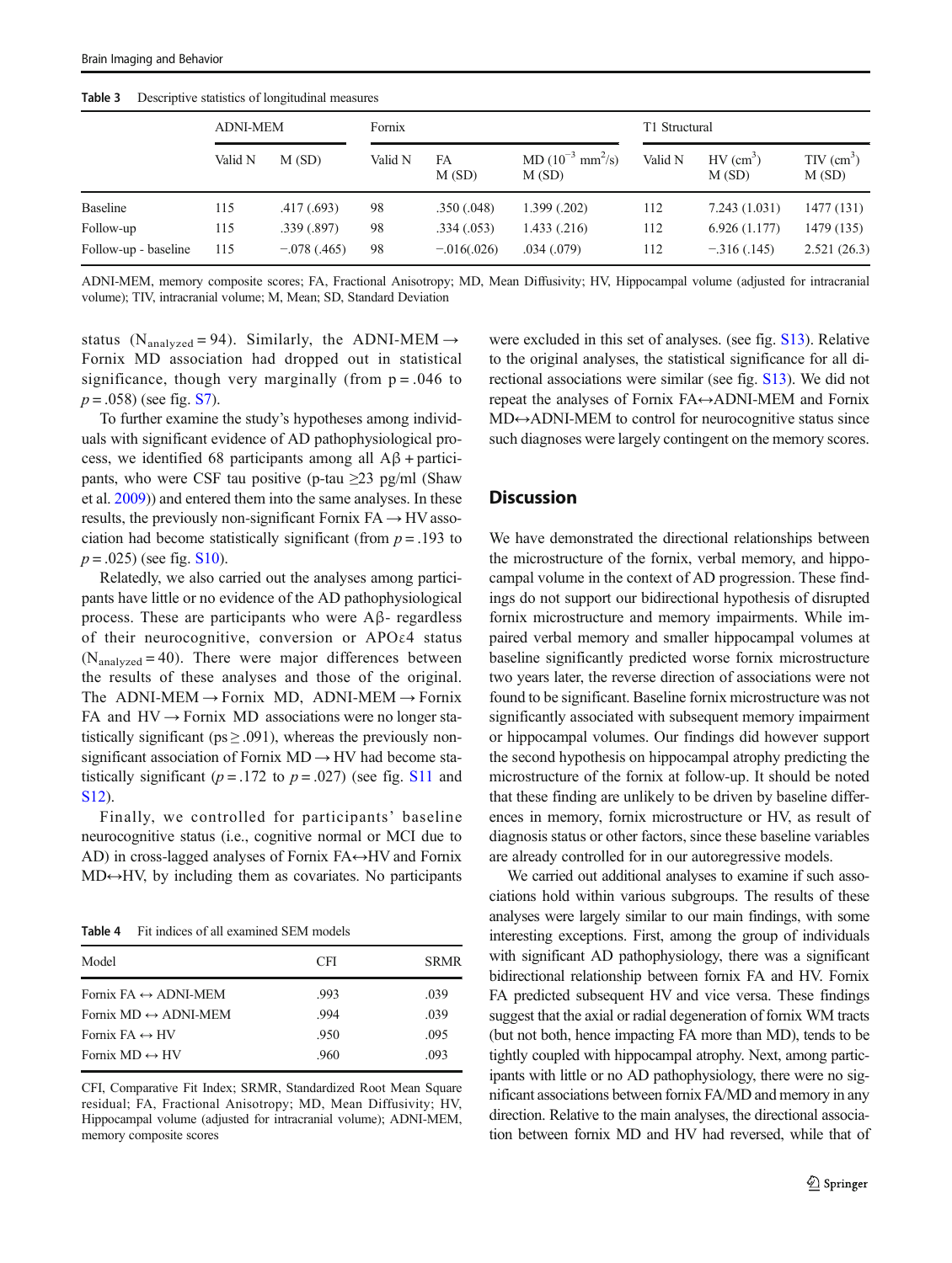Table 3 Descriptive statistics of longitudinal measures

| | ADNI-MEM | | Fornix | | | T1 Structural | | |
|---|---|---|---|---|---|---|---|---|
| | Valid N | M (SD) | Valid N | FA M (SD) | MD ($10^{-3}$ $mm^2$/s) M (SD) | Valid N | HV ($cm^3$) M (SD) | TIV ($cm^3$) M (SD) |
| Baseline | 115 | .417 (.693) | 98 | .350 (.048) | 1.399 (.202) | 112 | 7.243 (1.031) | 1477 (131) |
| Follow-up | 115 | .339 (.897) | 98 | .334 (.053) | 1.433 (.216) | 112 | 6.926 (1.177) | 1479 (135) |
| Follow-up - baseline | 115 | −.078 (.465) | 98 | −.016(.026) | .034 (.079) | 112 | −.316 (.145) | 2.521 (26.3) |

ADNI-MEM, memory composite scores; FA, Fractional Anisotropy; MD, Mean Diffusivity; HV, Hippocampal volume (adjusted for intracranial volume); TIV, intracranial volume; M, Mean; SD, Standard Deviation

status ($N_{analyzed} = 94$). Similarly, the ADNI-MEM → Fornix MD association had dropped out in statistical significance, though very marginally (from $p = .046$ to $p = .058$) (see fig. S7).

To further examine the study's hypotheses among individuals with significant evidence of AD pathophysiological process, we identified 68 participants among all Aβ + participants, who were CSF tau positive (p-tau ≥23 pg/ml (Shaw et al. 2009)) and entered them into the same analyses. In these results, the previously non-significant Fornix FA → HV association had become statistically significant (from $p = .193$ to $p = .025$) (see fig. S10).

Relatedly, we also carried out the analyses among participants have little or no evidence of the AD pathophysiological process. These are participants who were Aβ- regardless of their neurocognitive, conversion or APOε4 status ($N_{analyzed} = 40$). There were major differences between the results of these analyses and those of the original. The ADNI-MEM → Fornix MD, ADNI-MEM → Fornix FA and HV → Fornix MD associations were no longer statistically significant ($ps \geq .091$), whereas the previously non-significant association of Fornix MD → HV had become statistically significant ($p = .172$ to $p = .027$) (see fig. S11 and S12).

Finally, we controlled for participants' baseline neurocognitive status (i.e., cognitive normal or MCI due to AD) in cross-lagged analyses of Fornix FA↔HV and Fornix MD↔HV, by including them as covariates. No participants were excluded in this set of analyses. (see fig. S13). Relative to the original analyses, the statistical significance for all directional associations were similar (see fig. S13). We did not repeat the analyses of Fornix FA↔ADNI-MEM and Fornix MD↔ADNI-MEM to control for neurocognitive status since such diagnoses were largely contingent on the memory scores.

Table 4 Fit indices of all examined SEM models

| Model | CFI | SRMR |
|---|---|---|
| Fornix FA ↔ ADNI-MEM | .993 | .039 |
| Fornix MD ↔ ADNI-MEM | .994 | .039 |
| Fornix FA ↔ HV | .950 | .095 |
| Fornix MD ↔ HV | .960 | .093 |

CFI, Comparative Fit Index; SRMR, Standardized Root Mean Square residual; FA, Fractional Anisotropy; MD, Mean Diffusivity; HV, Hippocampal volume (adjusted for intracranial volume); ADNI-MEM, memory composite scores

## Discussion

We have demonstrated the directional relationships between the microstructure of the fornix, verbal memory, and hippocampal volume in the context of AD progression. These findings do not support our bidirectional hypothesis of disrupted fornix microstructure and memory impairments. While impaired verbal memory and smaller hippocampal volumes at baseline significantly predicted worse fornix microstructure two years later, the reverse direction of associations were not found to be significant. Baseline fornix microstructure was not significantly associated with subsequent memory impairment or hippocampal volumes. Our findings did however support the second hypothesis on hippocampal atrophy predicting the microstructure of the fornix at follow-up. It should be noted that these finding are unlikely to be driven by baseline differences in memory, fornix microstructure or HV, as result of diagnosis status or other factors, since these baseline variables are already controlled for in our autoregressive models.

We carried out additional analyses to examine if such associations hold within various subgroups. The results of these analyses were largely similar to our main findings, with some interesting exceptions. First, among the group of individuals with significant AD pathophysiology, there was a significant bidirectional relationship between fornix FA and HV. Fornix FA predicted subsequent HV and vice versa. These findings suggest that the axial or radial degeneration of fornix WM tracts (but not both, hence impacting FA more than MD), tends to be tightly coupled with hippocampal atrophy. Next, among participants with little or no AD pathophysiology, there were no significant associations between fornix FA/MD and memory in any direction. Relative to the main analyses, the directional association between fornix MD and HV had reversed, while that of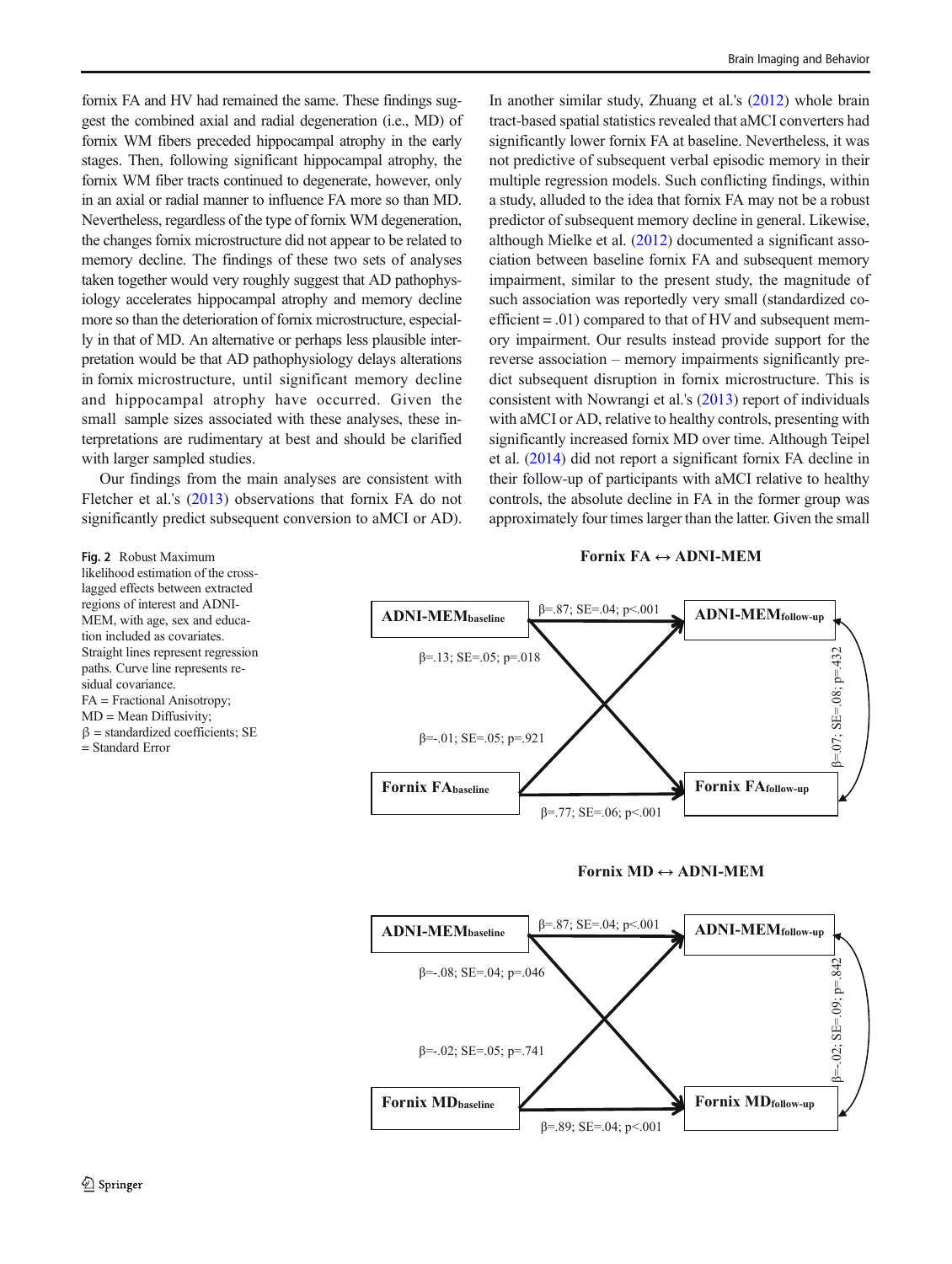fornix FA and HV had remained the same. These findings suggest the combined axial and radial degeneration (i.e., MD) of fornix WM fibers preceded hippocampal atrophy in the early stages. Then, following significant hippocampal atrophy, the fornix WM fiber tracts continued to degenerate, however, only in an axial or radial manner to influence FA more so than MD. Nevertheless, regardless of the type of fornix WM degeneration, the changes fornix microstructure did not appear to be related to memory decline. The findings of these two sets of analyses taken together would very roughly suggest that AD pathophysiology accelerates hippocampal atrophy and memory decline more so than the deterioration of fornix microstructure, especially in that of MD. An alternative or perhaps less plausible interpretation would be that AD pathophysiology delays alterations in fornix microstructure, until significant memory decline and hippocampal atrophy have occurred. Given the small sample sizes associated with these analyses, these interpretations are rudimentary at best and should be clarified with larger sampled studies.

Our findings from the main analyses are consistent with Fletcher et al.'s (2013) observations that fornix FA do not significantly predict subsequent conversion to aMCI or AD). In another similar study, Zhuang et al.'s (2012) whole brain tract-based spatial statistics revealed that aMCI converters had significantly lower fornix FA at baseline. Nevertheless, it was not predictive of subsequent verbal episodic memory in their multiple regression models. Such conflicting findings, within a study, alluded to the idea that fornix FA may not be a robust predictor of subsequent memory decline in general. Likewise, although Mielke et al. (2012) documented a significant association between baseline fornix FA and subsequent memory impairment, similar to the present study, the magnitude of such association was reportedly very small (standardized coefficient = .01) compared to that of HV and subsequent memory impairment. Our results instead provide support for the reverse association – memory impairments significantly predict subsequent disruption in fornix microstructure. This is consistent with Nowrangi et al.'s (2013) report of individuals with aMCI or AD, relative to healthy controls, presenting with significantly increased fornix MD over time. Although Teipel et al. (2014) did not report a significant fornix FA decline in their follow-up of participants with aMCI relative to healthy controls, the absolute decline in FA in the former group was approximately four times larger than the latter. Given the small

**Fornix FA ↔ ADNI-MEM**

| Path | Estimate |
|---|---|
| ADNI-MEM$_{baseline}$ → ADNI-MEM$_{follow\text{-}up}$ | β=.87; SE=.04; p<.001 |
| ADNI-MEM$_{baseline}$ → Fornix FA$_{follow\text{-}up}$ | β=.13; SE=.05; p=.018 |
| Fornix FA$_{baseline}$ → ADNI-MEM$_{follow\text{-}up}$ | β=-.01; SE=.05; p=.921 |
| Fornix FA$_{baseline}$ → Fornix FA$_{follow\text{-}up}$ | β=.77; SE=.06; p<.001 |
| ADNI-MEM$_{follow\text{-}up}$ ↔ Fornix FA$_{follow\text{-}up}$ | β=.07; SE=.08; p=.432 |

**Fornix MD ↔ ADNI-MEM**

| Path | Estimate |
|---|---|
| ADNI-MEM$_{baseline}$ → ADNI-MEM$_{follow\text{-}up}$ | β=.87; SE=.04; p<.001 |
| ADNI-MEM$_{baseline}$ → Fornix MD$_{follow\text{-}up}$ | β=-.08; SE=.04; p=.046 |
| Fornix MD$_{baseline}$ → ADNI-MEM$_{follow\text{-}up}$ | β=-.02; SE=.05; p=.741 |
| Fornix MD$_{baseline}$ → Fornix MD$_{follow\text{-}up}$ | β=.89; SE=.04; p<.001 |
| ADNI-MEM$_{follow\text{-}up}$ ↔ Fornix MD$_{follow\text{-}up}$ | β=-.02; SE=.09; p=.842 |

**Fig. 2** Robust Maximum likelihood estimation of the cross-lagged effects between extracted regions of interest and ADNI-MEM, with age, sex and education included as covariates. Straight lines represent regression paths. Curve line represents residual covariance. FA = Fractional Anisotropy; MD = Mean Diffusivity; β = standardized coefficients; SE = Standard Error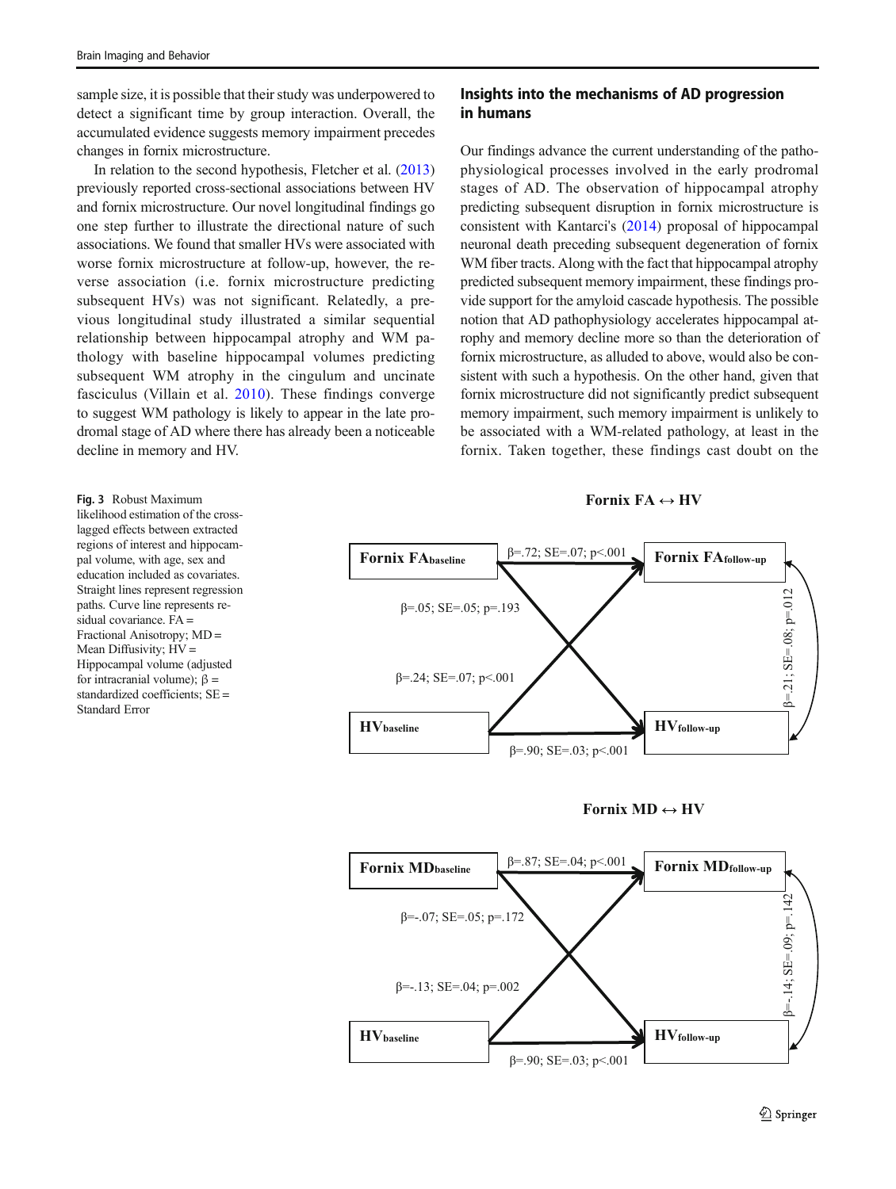sample size, it is possible that their study was underpowered to detect a significant time by group interaction. Overall, the accumulated evidence suggests memory impairment precedes changes in fornix microstructure.

In relation to the second hypothesis, Fletcher et al. (2013) previously reported cross-sectional associations between HV and fornix microstructure. Our novel longitudinal findings go one step further to illustrate the directional nature of such associations. We found that smaller HVs were associated with worse fornix microstructure at follow-up, however, the reverse association (i.e. fornix microstructure predicting subsequent HVs) was not significant. Relatedly, a previous longitudinal study illustrated a similar sequential relationship between hippocampal atrophy and WM pathology with baseline hippocampal volumes predicting subsequent WM atrophy in the cingulum and uncinate fasciculus (Villain et al. 2010). These findings converge to suggest WM pathology is likely to appear in the late prodromal stage of AD where there has already been a noticeable decline in memory and HV.

### Insights into the mechanisms of AD progression in humans

Our findings advance the current understanding of the pathophysiological processes involved in the early prodromal stages of AD. The observation of hippocampal atrophy predicting subsequent disruption in fornix microstructure is consistent with Kantarci's (2014) proposal of hippocampal neuronal death preceding subsequent degeneration of fornix WM fiber tracts. Along with the fact that hippocampal atrophy predicted subsequent memory impairment, these findings provide support for the amyloid cascade hypothesis. The possible notion that AD pathophysiology accelerates hippocampal atrophy and memory decline more so than the deterioration of fornix microstructure, as alluded to above, would also be consistent with such a hypothesis. On the other hand, given that fornix microstructure did not significantly predict subsequent memory impairment, such memory impairment is unlikely to be associated with a WM-related pathology, at least in the fornix. Taken together, these findings cast doubt on the

**Fornix FA ↔ HV**

- Fornix FA$_{baseline}$ → Fornix FA$_{follow-up}$: β=.72; SE=.07; p<.001
- Fornix FA$_{baseline}$ → HV$_{follow-up}$: β=.05; SE=.05; p=.193
- HV$_{baseline}$ → Fornix FA$_{follow-up}$: β=.24; SE=.07; p<.001
- HV$_{baseline}$ → HV$_{follow-up}$: β=.90; SE=.03; p<.001
- Fornix FA$_{follow-up}$ ↔ HV$_{follow-up}$: β=.21; SE=.08; p=.012

**Fornix MD ↔ HV**

- Fornix MD$_{baseline}$ → Fornix MD$_{follow-up}$: β=.87; SE=.04; p<.001
- Fornix MD$_{baseline}$ → HV$_{follow-up}$: β=-.07; SE=.05; p=.172
- HV$_{baseline}$ → Fornix MD$_{follow-up}$: β=-.13; SE=.04; p=.002
- HV$_{baseline}$ → HV$_{follow-up}$: β=.90; SE=.03; p<.001
- Fornix MD$_{follow-up}$ ↔ HV$_{follow-up}$: β=-.14; SE=.09; p=.142

**Fig. 3** Robust Maximum likelihood estimation of the cross-lagged effects between extracted regions of interest and hippocampal volume, with age, sex and education included as covariates. Straight lines represent regression paths. Curve line represents residual covariance. FA = Fractional Anisotropy; MD = Mean Diffusivity; HV = Hippocampal volume (adjusted for intracranial volume); β = standardized coefficients; SE = Standard Error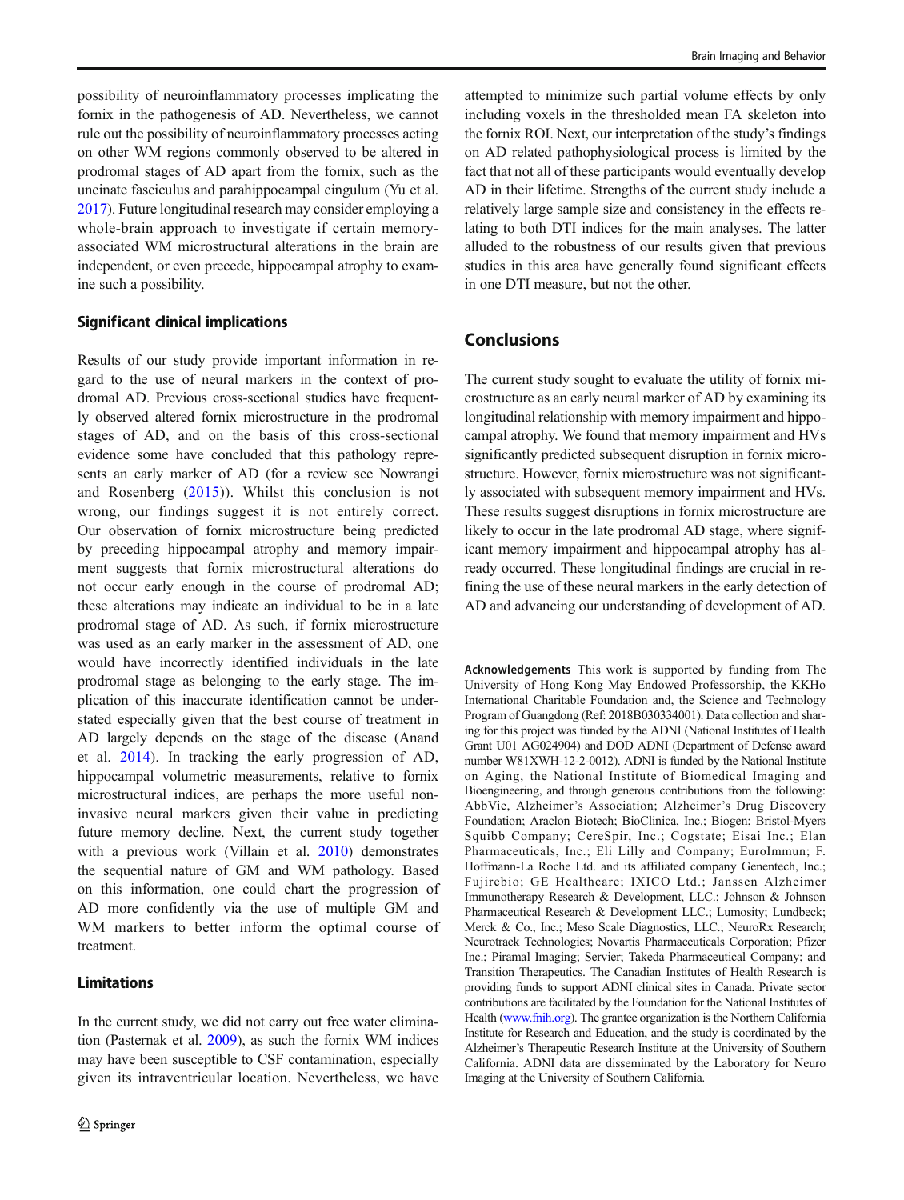possibility of neuroinflammatory processes implicating the fornix in the pathogenesis of AD. Nevertheless, we cannot rule out the possibility of neuroinflammatory processes acting on other WM regions commonly observed to be altered in prodromal stages of AD apart from the fornix, such as the uncinate fasciculus and parahippocampal cingulum (Yu et al. 2017). Future longitudinal research may consider employing a whole-brain approach to investigate if certain memory-associated WM microstructural alterations in the brain are independent, or even precede, hippocampal atrophy to examine such a possibility.

### Significant clinical implications

Results of our study provide important information in regard to the use of neural markers in the context of prodromal AD. Previous cross-sectional studies have frequently observed altered fornix microstructure in the prodromal stages of AD, and on the basis of this cross-sectional evidence some have concluded that this pathology represents an early marker of AD (for a review see Nowrangi and Rosenberg (2015)). Whilst this conclusion is not wrong, our findings suggest it is not entirely correct. Our observation of fornix microstructure being predicted by preceding hippocampal atrophy and memory impairment suggests that fornix microstructural alterations do not occur early enough in the course of prodromal AD; these alterations may indicate an individual to be in a late prodromal stage of AD. As such, if fornix microstructure was used as an early marker in the assessment of AD, one would have incorrectly identified individuals in the late prodromal stage as belonging to the early stage. The implication of this inaccurate identification cannot be understated especially given that the best course of treatment in AD largely depends on the stage of the disease (Anand et al. 2014). In tracking the early progression of AD, hippocampal volumetric measurements, relative to fornix microstructural indices, are perhaps the more useful non-invasive neural markers given their value in predicting future memory decline. Next, the current study together with a previous work (Villain et al. 2010) demonstrates the sequential nature of GM and WM pathology. Based on this information, one could chart the progression of AD more confidently via the use of multiple GM and WM markers to better inform the optimal course of treatment.

### Limitations

In the current study, we did not carry out free water elimination (Pasternak et al. 2009), as such the fornix WM indices may have been susceptible to CSF contamination, especially given its intraventricular location. Nevertheless, we have attempted to minimize such partial volume effects by only including voxels in the thresholded mean FA skeleton into the fornix ROI. Next, our interpretation of the study's findings on AD related pathophysiological process is limited by the fact that not all of these participants would eventually develop AD in their lifetime. Strengths of the current study include a relatively large sample size and consistency in the effects relating to both DTI indices for the main analyses. The latter alluded to the robustness of our results given that previous studies in this area have generally found significant effects in one DTI measure, but not the other.

## Conclusions

The current study sought to evaluate the utility of fornix microstructure as an early neural marker of AD by examining its longitudinal relationship with memory impairment and hippocampal atrophy. We found that memory impairment and HVs significantly predicted subsequent disruption in fornix microstructure. However, fornix microstructure was not significantly associated with subsequent memory impairment and HVs. These results suggest disruptions in fornix microstructure are likely to occur in the late prodromal AD stage, where significant memory impairment and hippocampal atrophy has already occurred. These longitudinal findings are crucial in refining the use of these neural markers in the early detection of AD and advancing our understanding of development of AD.

**Acknowledgements** This work is supported by funding from The University of Hong Kong May Endowed Professorship, the KKHo International Charitable Foundation and, the Science and Technology Program of Guangdong (Ref: 2018B030334001). Data collection and sharing for this project was funded by the ADNI (National Institutes of Health Grant U01 AG024904) and DOD ADNI (Department of Defense award number W81XWH-12-2-0012). ADNI is funded by the National Institute on Aging, the National Institute of Biomedical Imaging and Bioengineering, and through generous contributions from the following: AbbVie, Alzheimer's Association; Alzheimer's Drug Discovery Foundation; Araclon Biotech; BioClinica, Inc.; Biogen; Bristol-Myers Squibb Company; CereSpir, Inc.; Cogstate; Eisai Inc.; Elan Pharmaceuticals, Inc.; Eli Lilly and Company; EuroImmun; F. Hoffmann-La Roche Ltd. and its affiliated company Genentech, Inc.; Fujirebio; GE Healthcare; IXICO Ltd.; Janssen Alzheimer Immunotherapy Research & Development, LLC.; Johnson & Johnson Pharmaceutical Research & Development LLC.; Lumosity; Lundbeck; Merck & Co., Inc.; Meso Scale Diagnostics, LLC.; NeuroRx Research; Neurotrack Technologies; Novartis Pharmaceuticals Corporation; Pfizer Inc.; Piramal Imaging; Servier; Takeda Pharmaceutical Company; and Transition Therapeutics. The Canadian Institutes of Health Research is providing funds to support ADNI clinical sites in Canada. Private sector contributions are facilitated by the Foundation for the National Institutes of Health (www.fnih.org). The grantee organization is the Northern California Institute for Research and Education, and the study is coordinated by the Alzheimer's Therapeutic Research Institute at the University of Southern California. ADNI data are disseminated by the Laboratory for Neuro Imaging at the University of Southern California.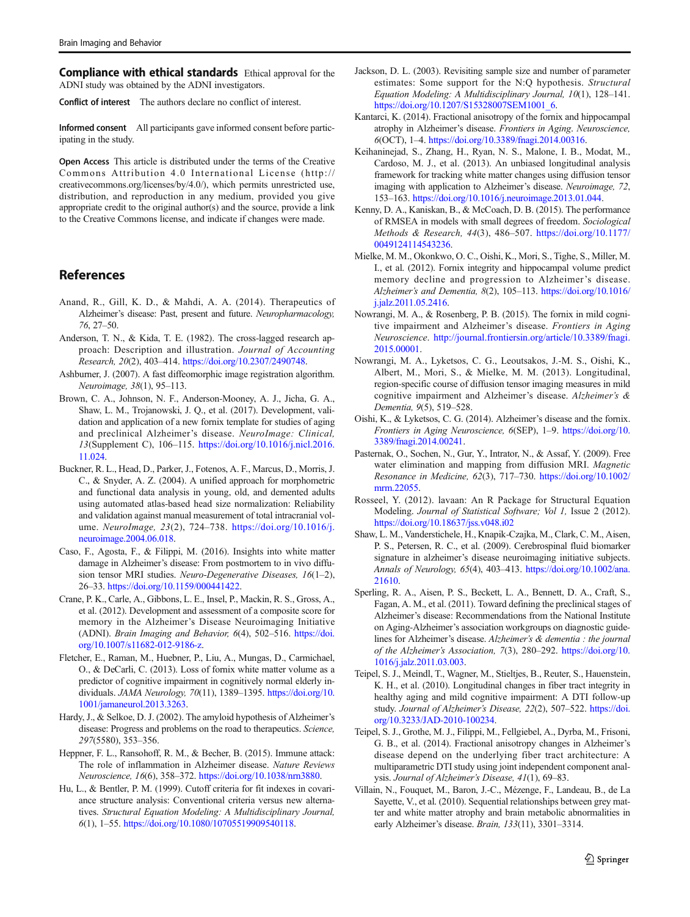**Compliance with ethical standards** Ethical approval for the ADNI study was obtained by the ADNI investigators.

**Conflict of interest** The authors declare no conflict of interest.

**Informed consent** All participants gave informed consent before participating in the study.

**Open Access** This article is distributed under the terms of the Creative Commons Attribution 4.0 International License (http://creativecommons.org/licenses/by/4.0/), which permits unrestricted use, distribution, and reproduction in any medium, provided you give appropriate credit to the original author(s) and the source, provide a link to the Creative Commons license, and indicate if changes were made.

## References

Anand, R., Gill, K. D., & Mahdi, A. A. (2014). Therapeutics of Alzheimer's disease: Past, present and future. *Neuropharmacology, 76*, 27–50.

Anderson, T. N., & Kida, T. E. (1982). The cross-lagged research approach: Description and illustration. *Journal of Accounting Research, 20*(2), 403–414. https://doi.org/10.2307/2490748.

Ashburner, J. (2007). A fast diffeomorphic image registration algorithm. *Neuroimage, 38*(1), 95–113.

Brown, C. A., Johnson, N. F., Anderson-Mooney, A. J., Jicha, G. A., Shaw, L. M., Trojanowski, J. Q., et al. (2017). Development, validation and application of a new fornix template for studies of aging and preclinical Alzheimer's disease. *NeuroImage: Clinical, 13*(Supplement C), 106–115. https://doi.org/10.1016/j.nicl.2016.11.024.

Buckner, R. L., Head, D., Parker, J., Fotenos, A. F., Marcus, D., Morris, J. C., & Snyder, A. Z. (2004). A unified approach for morphometric and functional data analysis in young, old, and demented adults using automated atlas-based head size normalization: Reliability and validation against manual measurement of total intracranial volume. *NeuroImage, 23*(2), 724–738. https://doi.org/10.1016/j.neuroimage.2004.06.018.

Caso, F., Agosta, F., & Filippi, M. (2016). Insights into white matter damage in Alzheimer's disease: From postmortem to in vivo diffusion tensor MRI studies. *Neuro-Degenerative Diseases, 16*(1–2), 26–33. https://doi.org/10.1159/000441422.

Crane, P. K., Carle, A., Gibbons, L. E., Insel, P., Mackin, R. S., Gross, A., et al. (2012). Development and assessment of a composite score for memory in the Alzheimer's Disease Neuroimaging Initiative (ADNI). *Brain Imaging and Behavior, 6*(4), 502–516. https://doi.org/10.1007/s11682-012-9186-z.

Fletcher, E., Raman, M., Huebner, P., Liu, A., Mungas, D., Carmichael, O., & DeCarli, C. (2013). Loss of fornix white matter volume as a predictor of cognitive impairment in cognitively normal elderly individuals. *JAMA Neurology, 70*(11), 1389–1395. https://doi.org/10.1001/jamaneurol.2013.3263.

Hardy, J., & Selkoe, D. J. (2002). The amyloid hypothesis of Alzheimer's disease: Progress and problems on the road to therapeutics. *Science, 297*(5580), 353–356.

Heppner, F. L., Ransohoff, R. M., & Becher, B. (2015). Immune attack: The role of inflammation in Alzheimer disease. *Nature Reviews Neuroscience, 16*(6), 358–372. https://doi.org/10.1038/nrn3880.

Hu, L., & Bentler, P. M. (1999). Cutoff criteria for fit indexes in covariance structure analysis: Conventional criteria versus new alternatives. *Structural Equation Modeling: A Multidisciplinary Journal, 6*(1), 1–55. https://doi.org/10.1080/10705519909540118.

Jackson, D. L. (2003). Revisiting sample size and number of parameter estimates: Some support for the N:Q hypothesis. *Structural Equation Modeling: A Multidisciplinary Journal, 10*(1), 128–141. https://doi.org/10.1207/S15328007SEM1001_6.

Kantarci, K. (2014). Fractional anisotropy of the fornix and hippocampal atrophy in Alzheimer's disease. *Frontiers in Aging. Neuroscience, 6*(OCT), 1–4. https://doi.org/10.3389/fnagi.2014.00316.

Keihaninejad, S., Zhang, H., Ryan, N. S., Malone, I. B., Modat, M., Cardoso, M. J., et al. (2013). An unbiased longitudinal analysis framework for tracking white matter changes using diffusion tensor imaging with application to Alzheimer's disease. *Neuroimage, 72*, 153–163. https://doi.org/10.1016/j.neuroimage.2013.01.044.

Kenny, D. A., Kaniskan, B., & McCoach, D. B. (2015). The performance of RMSEA in models with small degrees of freedom. *Sociological Methods & Research, 44*(3), 486–507. https://doi.org/10.1177/0049124114543236.

Mielke, M. M., Okonkwo, O. C., Oishi, K., Mori, S., Tighe, S., Miller, M. I., et al. (2012). Fornix integrity and hippocampal volume predict memory decline and progression to Alzheimer's disease. *Alzheimer's and Dementia, 8*(2), 105–113. https://doi.org/10.1016/j.jalz.2011.05.2416.

Nowrangi, M. A., & Rosenberg, P. B. (2015). The fornix in mild cognitive impairment and Alzheimer's disease. *Frontiers in Aging Neuroscience*. http://journal.frontiersin.org/article/10.3389/fnagi.2015.00001.

Nowrangi, M. A., Lyketsos, C. G., Leoutsakos, J.-M. S., Oishi, K., Albert, M., Mori, S., & Mielke, M. M. (2013). Longitudinal, region-specific course of diffusion tensor imaging measures in mild cognitive impairment and Alzheimer's disease. *Alzheimer's & Dementia, 9*(5), 519–528.

Oishi, K., & Lyketsos, C. G. (2014). Alzheimer's disease and the fornix. *Frontiers in Aging Neuroscience, 6*(SEP), 1–9. https://doi.org/10.3389/fnagi.2014.00241.

Pasternak, O., Sochen, N., Gur, Y., Intrator, N., & Assaf, Y. (2009). Free water elimination and mapping from diffusion MRI. *Magnetic Resonance in Medicine, 62*(3), 717–730. https://doi.org/10.1002/mrm.22055.

Rosseel, Y. (2012). lavaan: An R Package for Structural Equation Modeling. *Journal of Statistical Software; Vol 1,* Issue 2 (2012). https://doi.org/10.18637/jss.v048.i02

Shaw, L. M., Vanderstichele, H., Knapik-Czajka, M., Clark, C. M., Aisen, P. S., Petersen, R. C., et al. (2009). Cerebrospinal fluid biomarker signature in alzheimer's disease neuroimaging initiative subjects. *Annals of Neurology, 65*(4), 403–413. https://doi.org/10.1002/ana.21610.

Sperling, R. A., Aisen, P. S., Beckett, L. A., Bennett, D. A., Craft, S., Fagan, A. M., et al. (2011). Toward defining the preclinical stages of Alzheimer's disease: Recommendations from the National Institute on Aging-Alzheimer's association workgroups on diagnostic guidelines for Alzheimer's disease. *Alzheimer's & dementia : the journal of the Alzheimer's Association, 7*(3), 280–292. https://doi.org/10.1016/j.jalz.2011.03.003.

Teipel, S. J., Meindl, T., Wagner, M., Stieltjes, B., Reuter, S., Hauenstein, K. H., et al. (2010). Longitudinal changes in fiber tract integrity in healthy aging and mild cognitive impairment: A DTI follow-up study. *Journal of Alzheimer's Disease, 22*(2), 507–522. https://doi.org/10.3233/JAD-2010-100234.

Teipel, S. J., Grothe, M. J., Filippi, M., Fellgiebel, A., Dyrba, M., Frisoni, G. B., et al. (2014). Fractional anisotropy changes in Alzheimer's disease depend on the underlying fiber tract architecture: A multiparametric DTI study using joint independent component analysis. *Journal of Alzheimer's Disease, 41*(1), 69–83.

Villain, N., Fouquet, M., Baron, J.-C., Mézenge, F., Landeau, B., de La Sayette, V., et al. (2010). Sequential relationships between grey matter and white matter atrophy and brain metabolic abnormalities in early Alzheimer's disease. *Brain, 133*(11), 3301–3314.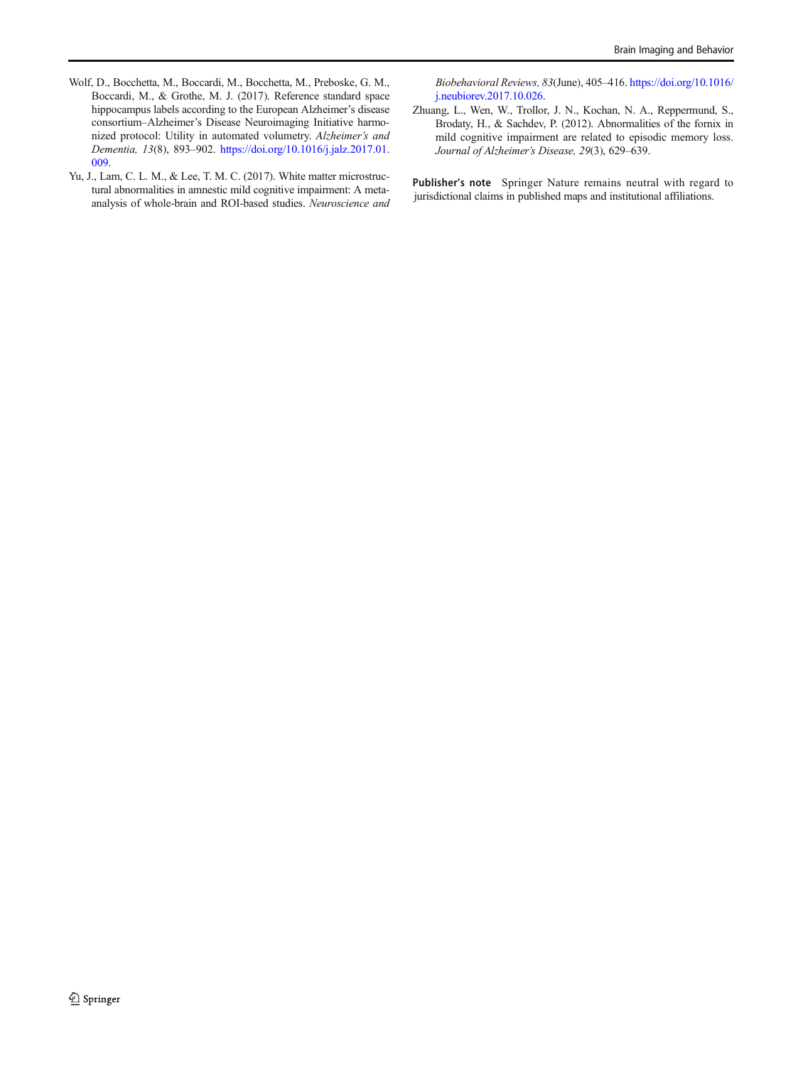Wolf, D., Bocchetta, M., Boccardi, M., Bocchetta, M., Preboske, G. M., Boccardi, M., & Grothe, M. J. (2017). Reference standard space hippocampus labels according to the European Alzheimer's disease consortium–Alzheimer's Disease Neuroimaging Initiative harmonized protocol: Utility in automated volumetry. *Alzheimer's and Dementia, 13*(8), 893–902. https://doi.org/10.1016/j.jalz.2017.01.009.

Yu, J., Lam, C. L. M., & Lee, T. M. C. (2017). White matter microstructural abnormalities in amnestic mild cognitive impairment: A meta-analysis of whole-brain and ROI-based studies. *Neuroscience and Biobehavioral Reviews, 83*(June), 405–416. https://doi.org/10.1016/j.neubiorev.2017.10.026.

Zhuang, L., Wen, W., Trollor, J. N., Kochan, N. A., Reppermund, S., Brodaty, H., & Sachdev, P. (2012). Abnormalities of the fornix in mild cognitive impairment are related to episodic memory loss. *Journal of Alzheimer's Disease, 29*(3), 629–639.

**Publisher's note** Springer Nature remains neutral with regard to jurisdictional claims in published maps and institutional affiliations.